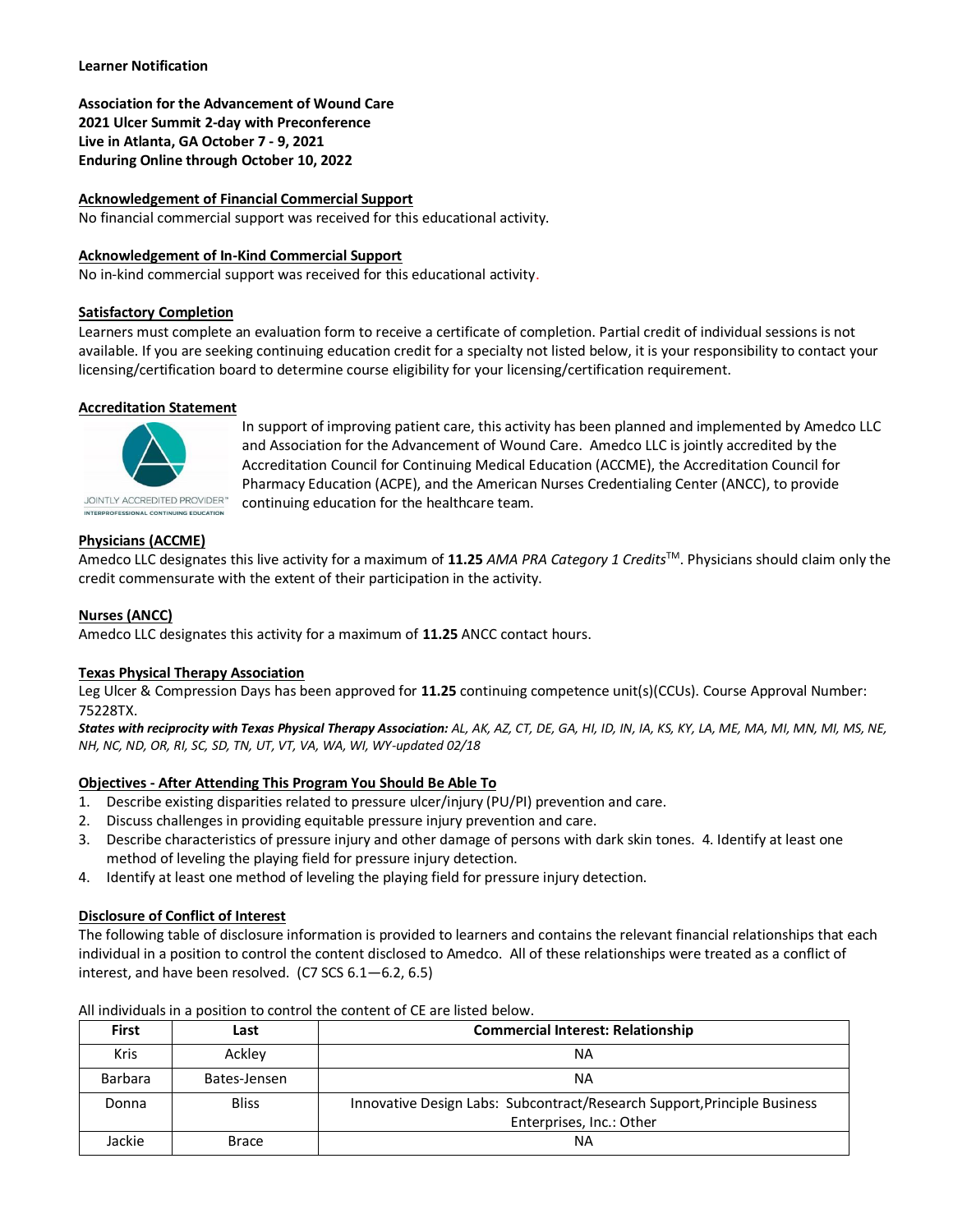**Learner Notification**

**Association for the Advancement of Wound Care**
**2021 Ulcer Summit 2-day with Preconference**
**Live in Atlanta, GA October 7 - 9, 2021**
**Enduring Online through October 10, 2022**

**Acknowledgement of Financial Commercial Support**

No financial commercial support was received for this educational activity.

**Acknowledgement of In-Kind Commercial Support**

No in-kind commercial support was received for this educational activity.

**Satisfactory Completion**

Learners must complete an evaluation form to receive a certificate of completion. Partial credit of individual sessions is not available. If you are seeking continuing education credit for a specialty not listed below, it is your responsibility to contact your licensing/certification board to determine course eligibility for your licensing/certification requirement.

**Accreditation Statement**

JOINTLY ACCREDITED PROVIDER™
INTERPROFESSIONAL CONTINUING EDUCATION

In support of improving patient care, this activity has been planned and implemented by Amedco LLC and Association for the Advancement of Wound Care. Amedco LLC is jointly accredited by the Accreditation Council for Continuing Medical Education (ACCME), the Accreditation Council for Pharmacy Education (ACPE), and the American Nurses Credentialing Center (ANCC), to provide continuing education for the healthcare team.

**Physicians (ACCME)**

Amedco LLC designates this live activity for a maximum of **11.25** *AMA PRA Category 1 Credits*™. Physicians should claim only the credit commensurate with the extent of their participation in the activity.

**Nurses (ANCC)**

Amedco LLC designates this activity for a maximum of **11.25** ANCC contact hours.

**Texas Physical Therapy Association**

Leg Ulcer & Compression Days has been approved for **11.25** continuing competence unit(s)(CCUs). Course Approval Number: 75228TX.

***States with reciprocity with Texas Physical Therapy Association:*** *AL, AK, AZ, CT, DE, GA, HI, ID, IN, IA, KS, KY, LA, ME, MA, MI, MN, MI, MS, NE, NH, NC, ND, OR, RI, SC, SD, TN, UT, VT, VA, WA, WI, WY-updated 02/18*

**Objectives - After Attending This Program You Should Be Able To**

1. Describe existing disparities related to pressure ulcer/injury (PU/PI) prevention and care.
2. Discuss challenges in providing equitable pressure injury prevention and care.
3. Describe characteristics of pressure injury and other damage of persons with dark skin tones. 4. Identify at least one method of leveling the playing field for pressure injury detection.
4. Identify at least one method of leveling the playing field for pressure injury detection.

**Disclosure of Conflict of Interest**

The following table of disclosure information is provided to learners and contains the relevant financial relationships that each individual in a position to control the content disclosed to Amedco. All of these relationships were treated as a conflict of interest, and have been resolved. (C7 SCS 6.1—6.2, 6.5)

All individuals in a position to control the content of CE are listed below.

| First | Last | Commercial Interest: Relationship |
|---|---|---|
| Kris | Ackley | NA |
| Barbara | Bates-Jensen | NA |
| Donna | Bliss | Innovative Design Labs: Subcontract/Research Support,Principle Business Enterprises, Inc.: Other |
| Jackie | Brace | NA |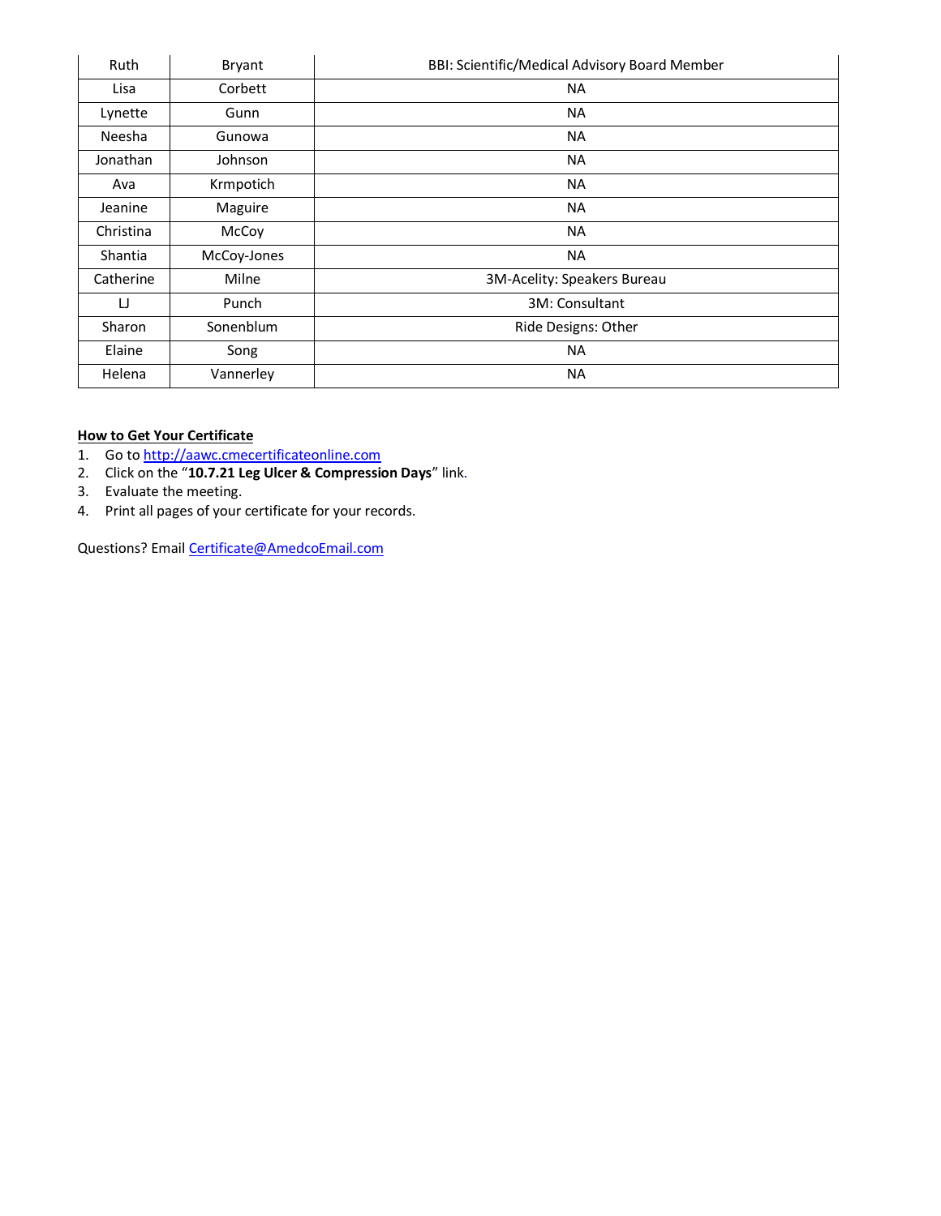| | | |
|---|---|---|
| Ruth | Bryant | BBI: Scientific/Medical Advisory Board Member |
| Lisa | Corbett | NA |
| Lynette | Gunn | NA |
| Neesha | Gunowa | NA |
| Jonathan | Johnson | NA |
| Ava | Krmpotich | NA |
| Jeanine | Maguire | NA |
| Christina | McCoy | NA |
| Shantia | McCoy-Jones | NA |
| Catherine | Milne | 3M-Acelity: Speakers Bureau |
| LJ | Punch | 3M: Consultant |
| Sharon | Sonenblum | Ride Designs: Other |
| Elaine | Song | NA |
| Helena | Vannerley | NA |

**How to Get Your Certificate**

1. Go to http://aawc.cmecertificateonline.com
2. Click on the "**10.7.21 Leg Ulcer & Compression Days**" link.
3. Evaluate the meeting.
4. Print all pages of your certificate for your records.

Questions? Email Certificate@AmedcoEmail.com